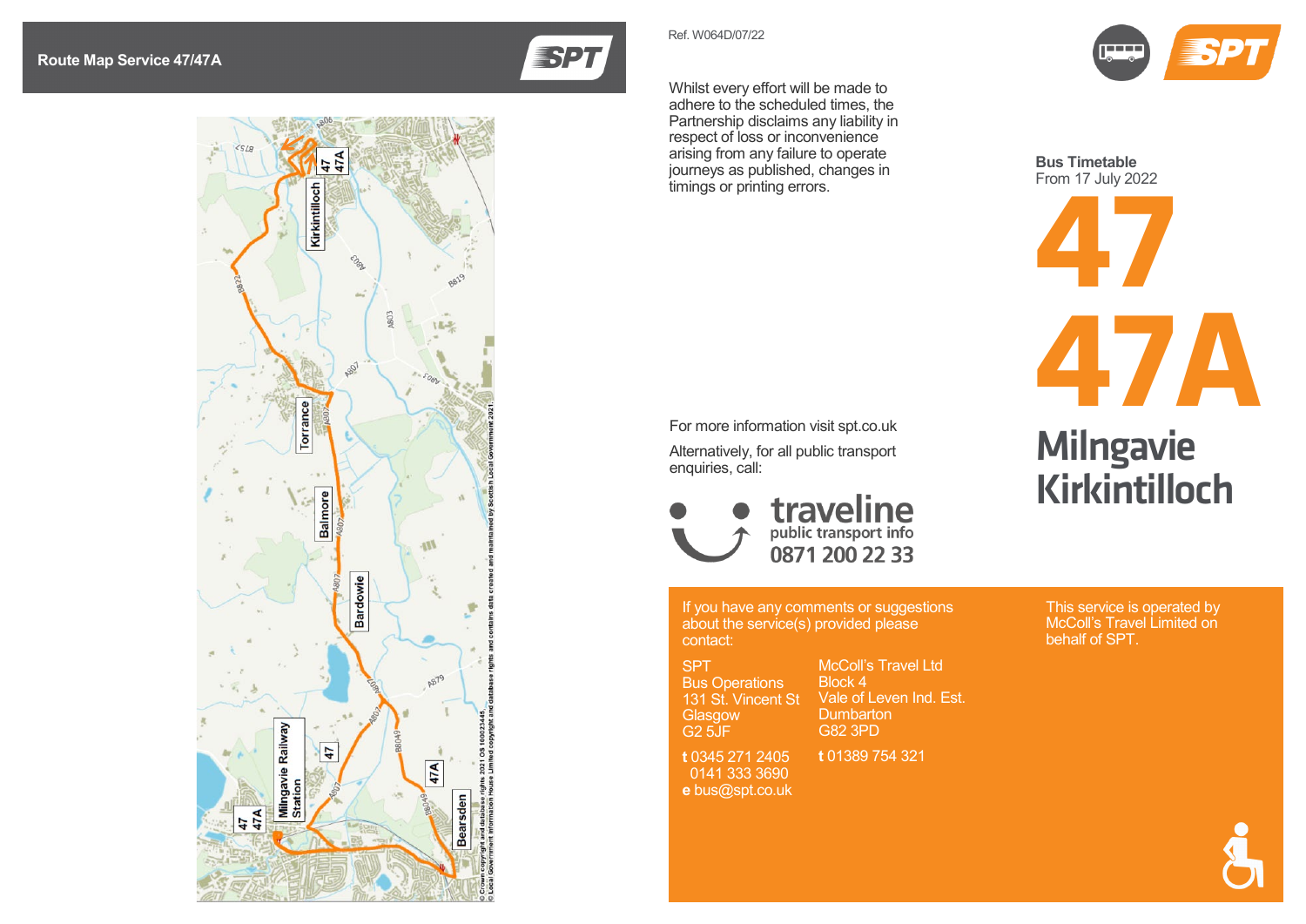## Route Map Service 47/47A

Kirkintilloch

47
47A

Torrance

Balmore

Bardowie

Milngavie Railway Station

47
47A

47

47A

Bearsden

© Crown copyright and database rights 2021 OS 100023445. © Local Government Information House Limited copyright and database rights and contains data created and maintained by Scottish Local Government 2021

Ref. W064D/07/22

Whilst every effort will be made to adhere to the scheduled times, the Partnership disclaims any liability in respect of loss or inconvenience arising from any failure to operate journeys as published, changes in timings or printing errors.

For more information visit spt.co.uk

Alternatively, for all public transport enquiries, call:

traveline
public transport info
0871 200 22 33

If you have any comments or suggestions about the service(s) provided please contact:

SPT
Bus Operations
131 St. Vincent St
Glasgow
G2 5JF

**t** 0345 271 2405
0141 333 3690
**e** bus@spt.co.uk

McColl's Travel Ltd
Block 4
Vale of Leven Ind. Est.
Dumbarton
G82 3PD

**t** 01389 754 321

This service is operated by McColl's Travel Limited on behalf of SPT.

**Bus Timetable**
From 17 July 2022

# 47
# 47A

## Milngavie
## Kirkintilloch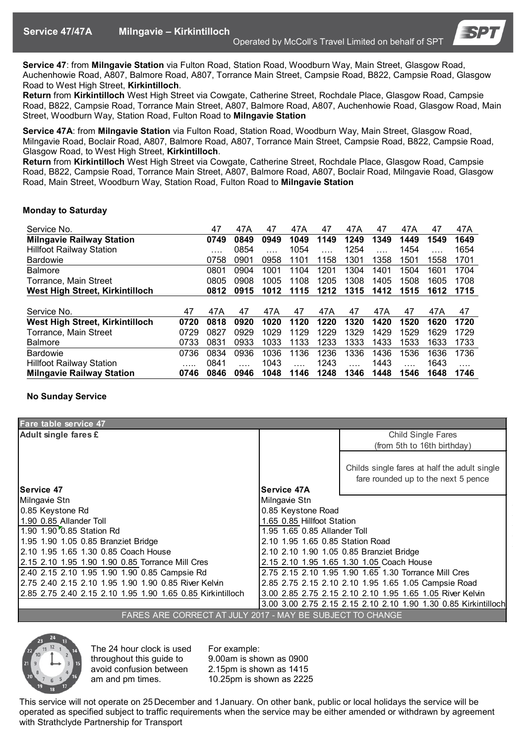## Service 47/47A Milngavie – Kirkintilloch

Operated by McColl's Travel Limited on behalf of SPT

**Service 47**: from **Milngavie Station** via Fulton Road, Station Road, Woodburn Way, Main Street, Glasgow Road, Auchenhowie Road, A807, Balmore Road, A807, Torrance Main Street, Campsie Road, B822, Campsie Road, Glasgow Road to West High Street, **Kirkintilloch**.
**Return** from **Kirkintilloch** West High Street via Cowgate, Catherine Street, Rochdale Place, Glasgow Road, Campsie Road, B822, Campsie Road, Torrance Main Street, A807, Balmore Road, A807, Auchenhowie Road, Glasgow Road, Main Street, Woodburn Way, Station Road, Fulton Road to **Milngavie Station**

**Service 47A**: from **Milngavie Station** via Fulton Road, Station Road, Woodburn Way, Main Street, Glasgow Road, Milngavie Road, Boclair Road, A807, Balmore Road, A807, Torrance Main Street, Campsie Road, B822, Campsie Road, Glasgow Road, to West High Street, **Kirkintilloch**.
**Return** from **Kirkintilloch** West High Street via Cowgate, Catherine Street, Rochdale Place, Glasgow Road, Campsie Road, B822, Campsie Road, Torrance Main Street, A807, Balmore Road, A807, Boclair Road, Milngavie Road, Glasgow Road, Main Street, Woodburn Way, Station Road, Fulton Road to **Milngavie Station**

**Monday to Saturday**

| Service No. | 47 | 47A | 47 | 47A | 47 | 47A | 47 | 47A | 47 | 47A |
|---|---|---|---|---|---|---|---|---|---|---|
| **Milngavie Railway Station** | **0749** | **0849** | **0949** | **1049** | **1149** | **1249** | **1349** | **1449** | **1549** | **1649** |
| Hillfoot Railway Station | …. | 0854 | …. | 1054 | …. | 1254 | …. | 1454 | …. | 1654 |
| Bardowie | 0758 | 0901 | 0958 | 1101 | 1158 | 1301 | 1358 | 1501 | 1558 | 1701 |
| Balmore | 0801 | 0904 | 1001 | 1104 | 1201 | 1304 | 1401 | 1504 | 1601 | 1704 |
| Torrance, Main Street | 0805 | 0908 | 1005 | 1108 | 1205 | 1308 | 1405 | 1508 | 1605 | 1708 |
| **West High Street, Kirkintilloch** | **0812** | **0915** | **1012** | **1115** | **1212** | **1315** | **1412** | **1515** | **1612** | **1715** |

| Service No. | 47 | 47A | 47 | 47A | 47 | 47A | 47 | 47A | 47 | 47A | 47 |
|---|---|---|---|---|---|---|---|---|---|---|---|
| **West High Street, Kirkintilloch** | **0720** | **0818** | **0920** | **1020** | **1120** | **1220** | **1320** | **1420** | **1520** | **1620** | **1720** |
| Torrance, Main Street | 0729 | 0827 | 0929 | 1029 | 1129 | 1229 | 1329 | 1429 | 1529 | 1629 | 1729 |
| Balmore | 0733 | 0831 | 0933 | 1033 | 1133 | 1233 | 1333 | 1433 | 1533 | 1633 | 1733 |
| Bardowie | 0736 | 0834 | 0936 | 1036 | 1136 | 1236 | 1336 | 1436 | 1536 | 1636 | 1736 |
| Hillfoot Railway Station | ….. | 0841 | …. | 1043 | …. | 1243 | …. | 1443 | …. | 1643 | …. |
| **Milngavie Railway Station** | **0746** | **0846** | **0946** | **1048** | **1146** | **1248** | **1346** | **1448** | **1546** | **1648** | **1746** |

**No Sunday Service**

**Fare table service 47**

**Adult single fares £**

Child Single Fares (from 5th to 16th birthday)

Childs single fares at half the adult single fare rounded up to the next 5 pence

**Service 47**

Milngavie Stn
0.85 Keystone Rd
1.90 0.85 Allander Toll
1.90 1.90 0.85 Station Rd
1.95 1.90 1.05 0.85 Branziet Bridge
2.10 1.95 1.65 1.30 0.85 Coach House
2.15 2.10 1.95 1.90 1.90 0.85 Torrance Mill Cres
2.40 2.15 2.10 1.95 1.90 1.90 0.85 Campsie Rd
2.75 2.40 2.15 2.10 1.95 1.90 1.90 0.85 River Kelvin
2.85 2.75 2.40 2.15 2.10 1.95 1.90 1.65 0.85 Kirkintilloch

**Service 47A**

Milngavie Stn
0.85 Keystone Road
1.65 0.85 Hillfoot Station
1.95 1.65 0.85 Allander Toll
2.10 1.95 1.65 0.85 Station Road
2.10 2.10 1.90 1.05 0.85 Branziet Bridge
2.15 2.10 1.95 1.65 1.30 1.05 Coach House
2.75 2.15 2.10 1.95 1.90 1.65 1.30 Torrance Mill Cres
2.85 2.75 2.15 2.10 2.10 1.95 1.65 1.05 Campsie Road
3.00 2.85 2.75 2.15 2.10 2.10 1.95 1.65 1.05 River Kelvin
3.00 3.00 2.75 2.15 2.15 2.10 2.10 1.90 1.30 0.85 Kirkintilloch

FARES ARE CORRECT AT JULY 2017 - MAY BE SUBJECT TO CHANGE

The 24 hour clock is used throughout this guide to avoid confusion between am and pm times.

For example:
9.00am is shown as 0900
2.15pm is shown as 1415
10.25pm is shown as 2225

This service will not operate on 25 December and 1 January. On other bank, public or local holidays the service will be operated as specified subject to traffic requirements when the service may be either amended or withdrawn by agreement with Strathclyde Partnership for Transport